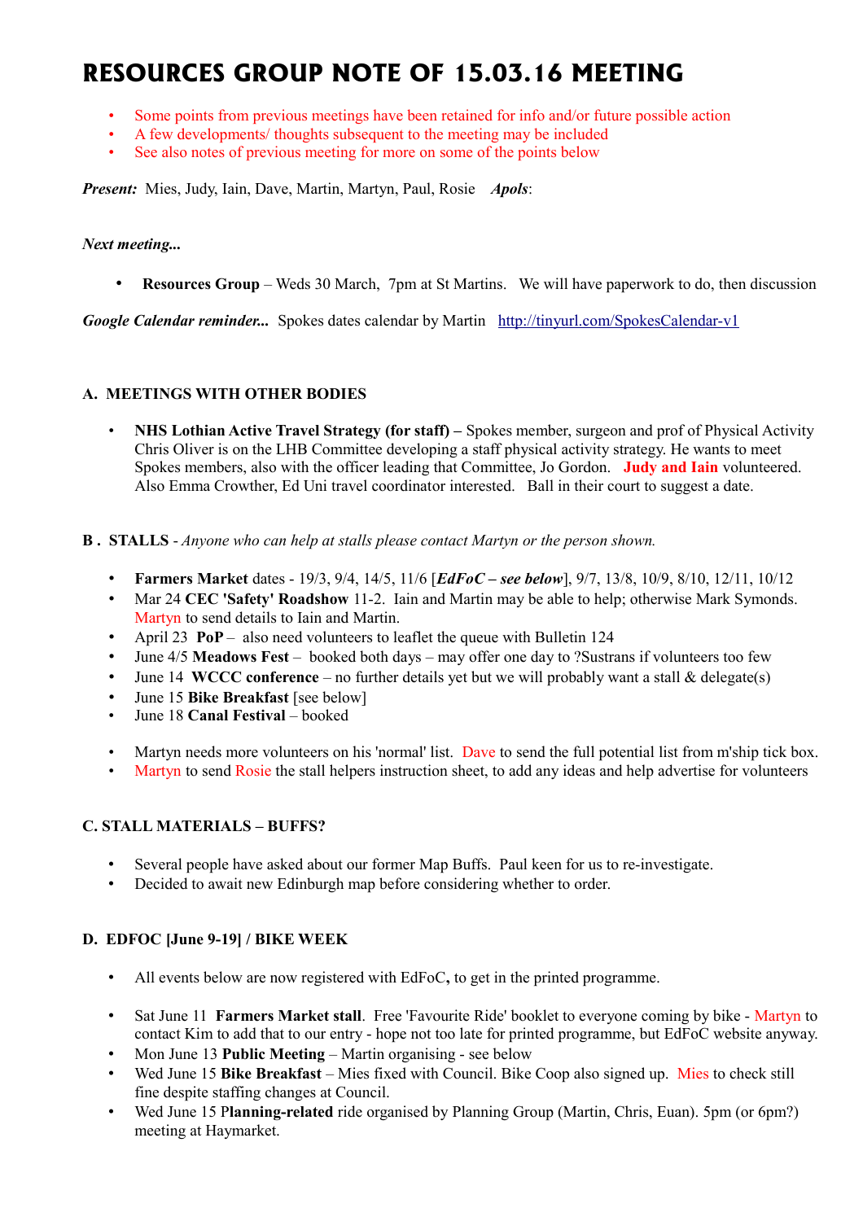# RESOURCES GROUP NOTE OF 15.03.16 MEETING

- Some points from previous meetings have been retained for info and/or future possible action
- A few developments/ thoughts subsequent to the meeting may be included
- See also notes of previous meeting for more on some of the points below

***Present:*** Mies, Judy, Iain, Dave, Martin, Martyn, Paul, Rosie ***Apols***:

***Next meeting...***

- **Resources Group** – Weds 30 March, 7pm at St Martins. We will have paperwork to do, then discussion

***Google Calendar reminder...*** Spokes dates calendar by Martin http://tinyurl.com/SpokesCalendar-v1

**A. MEETINGS WITH OTHER BODIES**

- **NHS Lothian Active Travel Strategy (for staff) –** Spokes member, surgeon and prof of Physical Activity Chris Oliver is on the LHB Committee developing a staff physical activity strategy. He wants to meet Spokes members, also with the officer leading that Committee, Jo Gordon. **Judy and Iain** volunteered. Also Emma Crowther, Ed Uni travel coordinator interested. Ball in their court to suggest a date.

**B . STALLS** - *Anyone who can help at stalls please contact Martyn or the person shown.*

- **Farmers Market** dates - 19/3, 9/4, 14/5, 11/6 [***EdFoC – see below***], 9/7, 13/8, 10/9, 8/10, 12/11, 10/12
- Mar 24 **CEC 'Safety' Roadshow** 11-2. Iain and Martin may be able to help; otherwise Mark Symonds. Martyn to send details to Iain and Martin.
- April 23 **PoP** – also need volunteers to leaflet the queue with Bulletin 124
- June 4/5 **Meadows Fest** – booked both days – may offer one day to ?Sustrans if volunteers too few
- June 14 **WCCC conference** – no further details yet but we will probably want a stall & delegate(s)
- June 15 **Bike Breakfast** [see below]
- June 18 **Canal Festival** – booked

- Martyn needs more volunteers on his 'normal' list. Dave to send the full potential list from m'ship tick box.
- Martyn to send Rosie the stall helpers instruction sheet, to add any ideas and help advertise for volunteers

**C. STALL MATERIALS – BUFFS?**

- Several people have asked about our former Map Buffs. Paul keen for us to re-investigate.
- Decided to await new Edinburgh map before considering whether to order.

**D. EDFOC [June 9-19] / BIKE WEEK**

- All events below are now registered with EdFoC**,** to get in the printed programme.

- Sat June 11 **Farmers Market stall**. Free 'Favourite Ride' booklet to everyone coming by bike - Martyn to contact Kim to add that to our entry - hope not too late for printed programme, but EdFoC website anyway.
- Mon June 13 **Public Meeting** – Martin organising - see below
- Wed June 15 **Bike Breakfast** – Mies fixed with Council. Bike Coop also signed up. Mies to check still fine despite staffing changes at Council.
- Wed June 15 P**lanning-related** ride organised by Planning Group (Martin, Chris, Euan). 5pm (or 6pm?) meeting at Haymarket.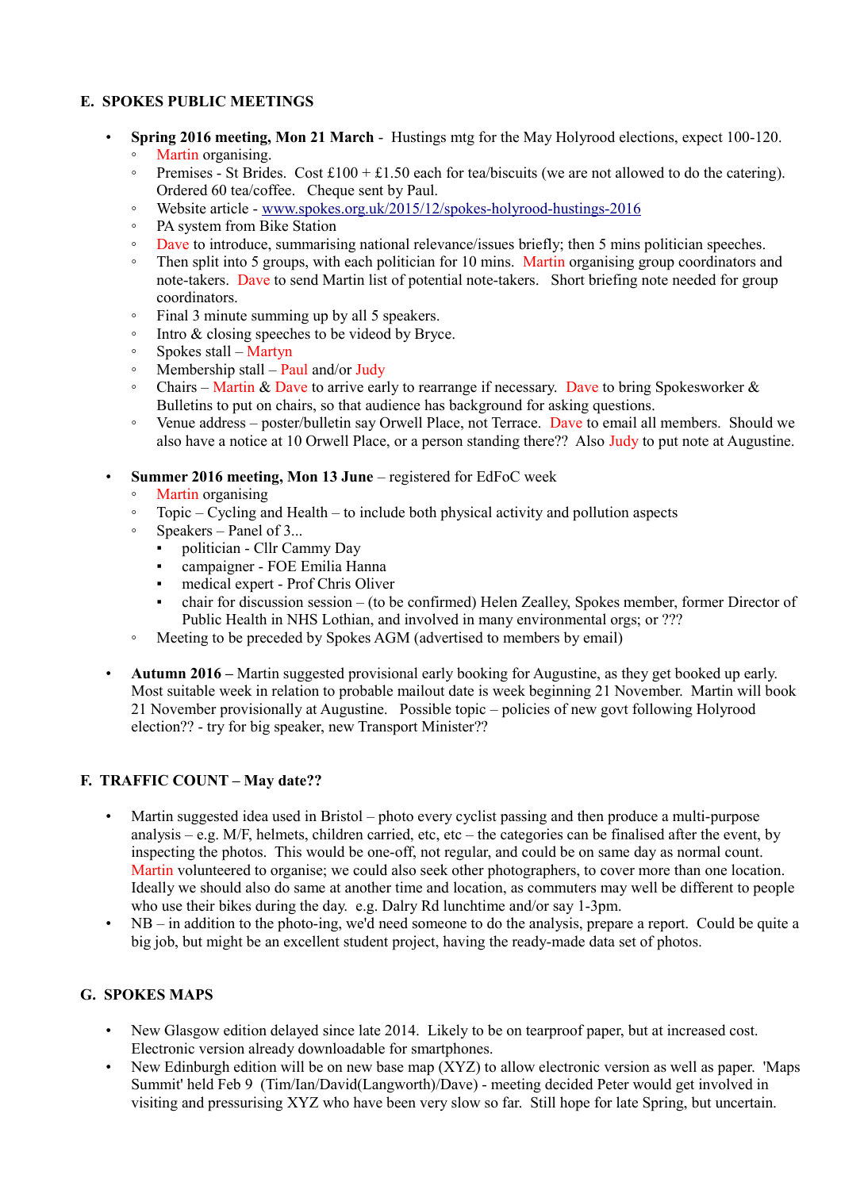## E. SPOKES PUBLIC MEETINGS

- **Spring 2016 meeting, Mon 21 March** - Hustings mtg for the May Holyrood elections, expect 100-120.
  - Martin organising.
  - Premises - St Brides. Cost £100 + £1.50 each for tea/biscuits (we are not allowed to do the catering). Ordered 60 tea/coffee. Cheque sent by Paul.
  - Website article - [www.spokes.org.uk/2015/12/spokes-holyrood-hustings-2016](www.spokes.org.uk/2015/12/spokes-holyrood-hustings-2016)
  - PA system from Bike Station
  - Dave to introduce, summarising national relevance/issues briefly; then 5 mins politician speeches.
  - Then split into 5 groups, with each politician for 10 mins. Martin organising group coordinators and note-takers. Dave to send Martin list of potential note-takers. Short briefing note needed for group coordinators.
  - Final 3 minute summing up by all 5 speakers.
  - Intro & closing speeches to be videod by Bryce.
  - Spokes stall – Martyn
  - Membership stall – Paul and/or Judy
  - Chairs – Martin & Dave to arrive early to rearrange if necessary. Dave to bring Spokesworker & Bulletins to put on chairs, so that audience has background for asking questions.
  - Venue address – poster/bulletin say Orwell Place, not Terrace. Dave to email all members. Should we also have a notice at 10 Orwell Place, or a person standing there?? Also Judy to put note at Augustine.

- **Summer 2016 meeting, Mon 13 June** – registered for EdFoC week
  - Martin organising
  - Topic – Cycling and Health – to include both physical activity and pollution aspects
  - Speakers – Panel of 3...
    - politician - Cllr Cammy Day
    - campaigner - FOE Emilia Hanna
    - medical expert - Prof Chris Oliver
    - chair for discussion session – (to be confirmed) Helen Zealley, Spokes member, former Director of Public Health in NHS Lothian, and involved in many environmental orgs; or ???
  - Meeting to be preceded by Spokes AGM (advertised to members by email)

- **Autumn 2016 –** Martin suggested provisional early booking for Augustine, as they get booked up early. Most suitable week in relation to probable mailout date is week beginning 21 November. Martin will book 21 November provisionally at Augustine. Possible topic – policies of new govt following Holyrood election?? - try for big speaker, new Transport Minister??

## F. TRAFFIC COUNT – May date??

- Martin suggested idea used in Bristol – photo every cyclist passing and then produce a multi-purpose analysis – e.g. M/F, helmets, children carried, etc, etc – the categories can be finalised after the event, by inspecting the photos. This would be one-off, not regular, and could be on same day as normal count. Martin volunteered to organise; we could also seek other photographers, to cover more than one location. Ideally we should also do same at another time and location, as commuters may well be different to people who use their bikes during the day. e.g. Dalry Rd lunchtime and/or say 1-3pm.
- NB – in addition to the photo-ing, we'd need someone to do the analysis, prepare a report. Could be quite a big job, but might be an excellent student project, having the ready-made data set of photos.

## G. SPOKES MAPS

- New Glasgow edition delayed since late 2014. Likely to be on tearproof paper, but at increased cost. Electronic version already downloadable for smartphones.
- New Edinburgh edition will be on new base map (XYZ) to allow electronic version as well as paper. 'Maps Summit' held Feb 9 (Tim/Ian/David(Langworth)/Dave) - meeting decided Peter would get involved in visiting and pressurising XYZ who have been very slow so far. Still hope for late Spring, but uncertain.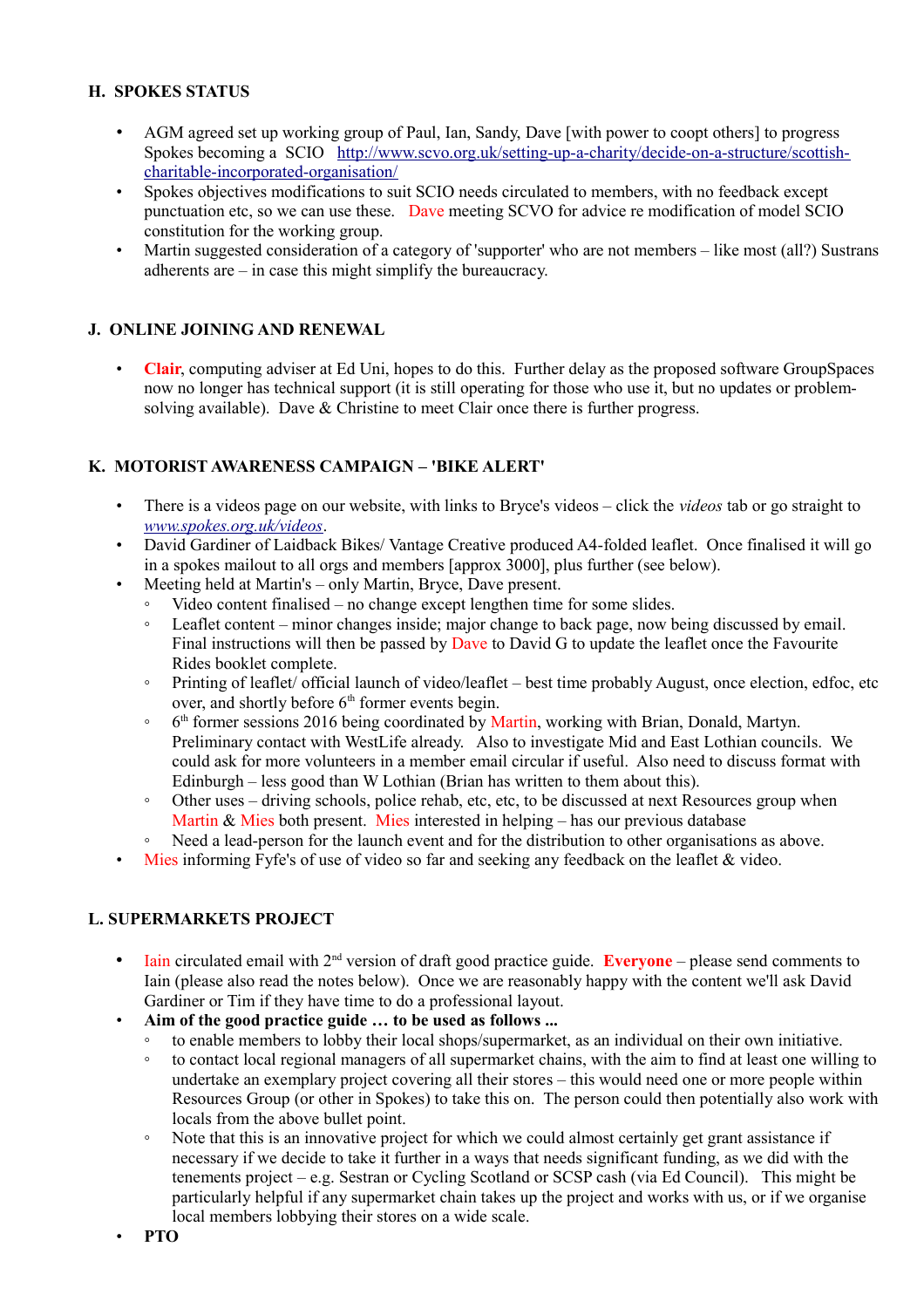## H. SPOKES STATUS

- AGM agreed set up working group of Paul, Ian, Sandy, Dave [with power to coopt others] to progress Spokes becoming a SCIO http://www.scvo.org.uk/setting-up-a-charity/decide-on-a-structure/scottish-charitable-incorporated-organisation/
- Spokes objectives modifications to suit SCIO needs circulated to members, with no feedback except punctuation etc, so we can use these. Dave meeting SCVO for advice re modification of model SCIO constitution for the working group.
- Martin suggested consideration of a category of 'supporter' who are not members – like most (all?) Sustrans adherents are – in case this might simplify the bureaucracy.

## J. ONLINE JOINING AND RENEWAL

- **Clair**, computing adviser at Ed Uni, hopes to do this. Further delay as the proposed software GroupSpaces now no longer has technical support (it is still operating for those who use it, but no updates or problem-solving available). Dave & Christine to meet Clair once there is further progress.

## K. MOTORIST AWARENESS CAMPAIGN – 'BIKE ALERT'

- There is a videos page on our website, with links to Bryce's videos – click the *videos* tab or go straight to *www.spokes.org.uk/videos*.
- David Gardiner of Laidback Bikes/ Vantage Creative produced A4-folded leaflet. Once finalised it will go in a spokes mailout to all orgs and members [approx 3000], plus further (see below).
- Meeting held at Martin's – only Martin, Bryce, Dave present.
  - Video content finalised – no change except lengthen time for some slides.
  - Leaflet content – minor changes inside; major change to back page, now being discussed by email. Final instructions will then be passed by Dave to David G to update the leaflet once the Favourite Rides booklet complete.
  - Printing of leaflet/ official launch of video/leaflet – best time probably August, once election, edfoc, etc over, and shortly before 6th former events begin.
  - 6th former sessions 2016 being coordinated by Martin, working with Brian, Donald, Martyn. Preliminary contact with WestLife already. Also to investigate Mid and East Lothian councils. We could ask for more volunteers in a member email circular if useful. Also need to discuss format with Edinburgh – less good than W Lothian (Brian has written to them about this).
  - Other uses – driving schools, police rehab, etc, etc, to be discussed at next Resources group when Martin & Mies both present. Mies interested in helping – has our previous database
  - Need a lead-person for the launch event and for the distribution to other organisations as above.
- Mies informing Fyfe's of use of video so far and seeking any feedback on the leaflet & video.

## L. SUPERMARKETS PROJECT

- Iain circulated email with 2nd version of draft good practice guide. **Everyone** – please send comments to Iain (please also read the notes below). Once we are reasonably happy with the content we'll ask David Gardiner or Tim if they have time to do a professional layout.
- **Aim of the good practice guide … to be used as follows ...**
  - to enable members to lobby their local shops/supermarket, as an individual on their own initiative.
  - to contact local regional managers of all supermarket chains, with the aim to find at least one willing to undertake an exemplary project covering all their stores – this would need one or more people within Resources Group (or other in Spokes) to take this on. The person could then potentially also work with locals from the above bullet point.
  - Note that this is an innovative project for which we could almost certainly get grant assistance if necessary if we decide to take it further in a ways that needs significant funding, as we did with the tenements project – e.g. Sestran or Cycling Scotland or SCSP cash (via Ed Council). This might be particularly helpful if any supermarket chain takes up the project and works with us, or if we organise local members lobbying their stores on a wide scale.
- **PTO**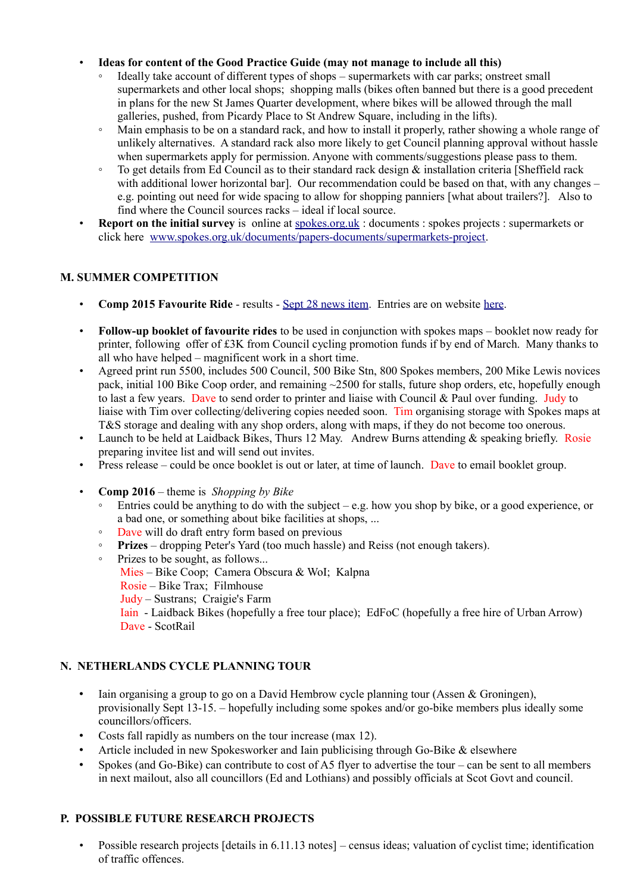- **Ideas for content of the Good Practice Guide (may not manage to include all this)**
  - Ideally take account of different types of shops – supermarkets with car parks; onstreet small supermarkets and other local shops; shopping malls (bikes often banned but there is a good precedent in plans for the new St James Quarter development, where bikes will be allowed through the mall galleries, pushed, from Picardy Place to St Andrew Square, including in the lifts).
  - Main emphasis to be on a standard rack, and how to install it properly, rather showing a whole range of unlikely alternatives. A standard rack also more likely to get Council planning approval without hassle when supermarkets apply for permission. Anyone with comments/suggestions please pass to them.
  - To get details from Ed Council as to their standard rack design & installation criteria [Sheffield rack with additional lower horizontal bar]. Our recommendation could be based on that, with any changes – e.g. pointing out need for wide spacing to allow for shopping panniers [what about trailers?]. Also to find where the Council sources racks – ideal if local source.
- **Report on the initial survey** is online at spokes.org.uk : documents : spokes projects : supermarkets or click here www.spokes.org.uk/documents/papers-documents/supermarkets-project.

## M. SUMMER COMPETITION

- **Comp 2015 Favourite Ride** - results - Sept 28 news item. Entries are on website here.

- **Follow-up booklet of favourite rides** to be used in conjunction with spokes maps – booklet now ready for printer, following offer of £3K from Council cycling promotion funds if by end of March. Many thanks to all who have helped – magnificent work in a short time.
- Agreed print run 5500, includes 500 Council, 500 Bike Stn, 800 Spokes members, 200 Mike Lewis novices pack, initial 100 Bike Coop order, and remaining ~2500 for stalls, future shop orders, etc, hopefully enough to last a few years. Dave to send order to printer and liaise with Council & Paul over funding. Judy to liaise with Tim over collecting/delivering copies needed soon. Tim organising storage with Spokes maps at T&S storage and dealing with any shop orders, along with maps, if they do not become too onerous.
- Launch to be held at Laidback Bikes, Thurs 12 May. Andrew Burns attending & speaking briefly. Rosie preparing invitee list and will send out invites.
- Press release – could be once booklet is out or later, at time of launch. Dave to email booklet group.

- **Comp 2016** – theme is *Shopping by Bike*
  - Entries could be anything to do with the subject – e.g. how you shop by bike, or a good experience, or a bad one, or something about bike facilities at shops, ...
  - Dave will do draft entry form based on previous
  - **Prizes** – dropping Peter's Yard (too much hassle) and Reiss (not enough takers).
  - Prizes to be sought, as follows...
    Mies – Bike Coop; Camera Obscura & WoI; Kalpna
    Rosie – Bike Trax; Filmhouse
    Judy – Sustrans; Craigie's Farm
    Iain - Laidback Bikes (hopefully a free tour place); EdFoC (hopefully a free hire of Urban Arrow)
    Dave - ScotRail

## N. NETHERLANDS CYCLE PLANNING TOUR

- Iain organising a group to go on a David Hembrow cycle planning tour (Assen & Groningen), provisionally Sept 13-15. – hopefully including some spokes and/or go-bike members plus ideally some councillors/officers.
- Costs fall rapidly as numbers on the tour increase (max 12).
- Article included in new Spokesworker and Iain publicising through Go-Bike & elsewhere
- Spokes (and Go-Bike) can contribute to cost of A5 flyer to advertise the tour – can be sent to all members in next mailout, also all councillors (Ed and Lothians) and possibly officials at Scot Govt and council.

## P. POSSIBLE FUTURE RESEARCH PROJECTS

- Possible research projects [details in 6.11.13 notes] – census ideas; valuation of cyclist time; identification of traffic offences.